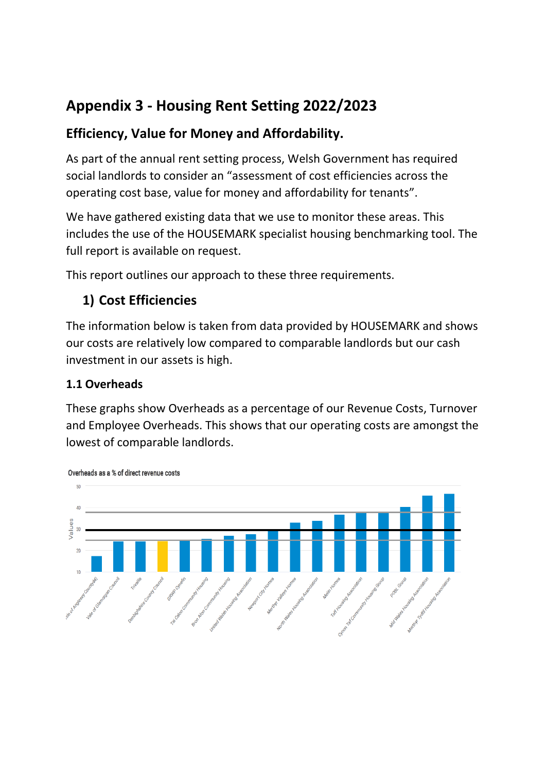# Appendix 3 - Housing Rent Setting 2022/2023

## Efficiency, Value for Money and Affordability.

As part of the annual rent setting process, Welsh Government has required social landlords to consider an "assessment of cost efficiencies across the operating cost base, value for money and affordability for tenants".

We have gathered existing data that we use to monitor these areas. This includes the use of the HOUSEMARK specialist housing benchmarking tool. The full report is available on request.

This report outlines our approach to these three requirements.

### 1) Cost Efficiencies

The information below is taken from data provided by HOUSEMARK and shows our costs are relatively low compared to comparable landlords but our cash investment in our assets is high.

#### 1.1 Overheads

These graphs show Overheads as a percentage of our Revenue Costs, Turnover and Employee Overheads. This shows that our operating costs are amongst the lowest of comparable landlords.

Overheads as a % of direct revenue costs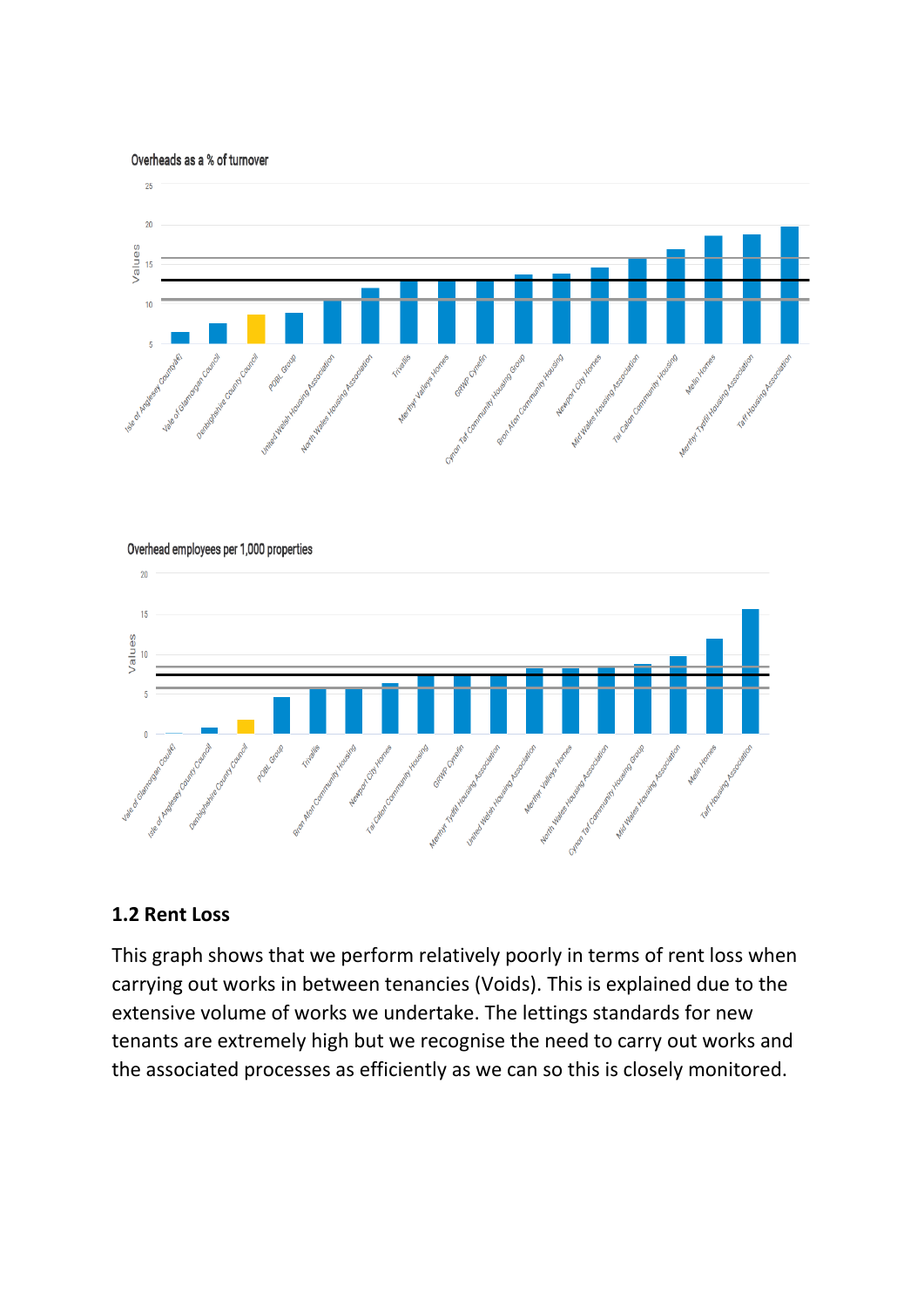Overheads as a % of turnover

Overhead employees per 1,000 properties

## 1.2 Rent Loss

This graph shows that we perform relatively poorly in terms of rent loss when carrying out works in between tenancies (Voids). This is explained due to the extensive volume of works we undertake. The lettings standards for new tenants are extremely high but we recognise the need to carry out works and the associated processes as efficiently as we can so this is closely monitored.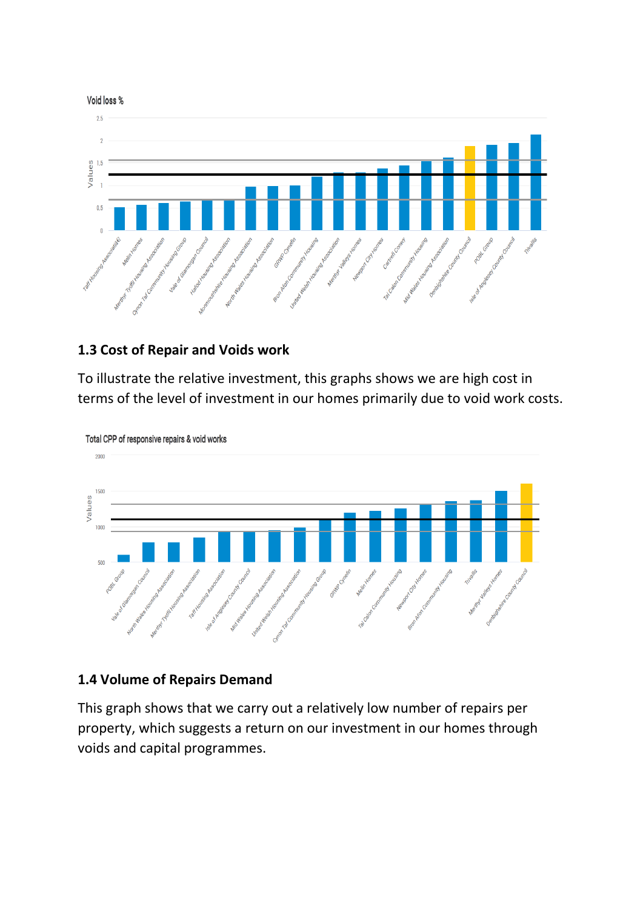Void loss %

## 1.3 Cost of Repair and Voids work

To illustrate the relative investment, this graphs shows we are high cost in terms of the level of investment in our homes primarily due to void work costs.

Total CPP of responsive repairs & void works

## 1.4 Volume of Repairs Demand

This graph shows that we carry out a relatively low number of repairs per property, which suggests a return on our investment in our homes through voids and capital programmes.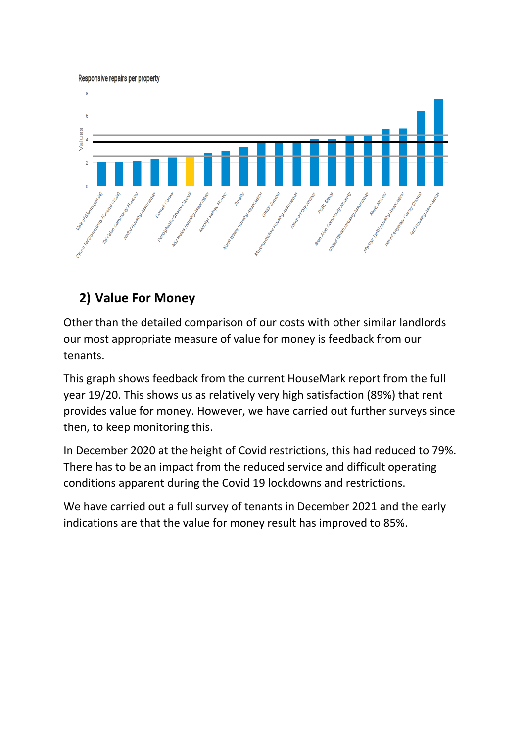Responsive repairs per property

## 2) Value For Money

Other than the detailed comparison of our costs with other similar landlords our most appropriate measure of value for money is feedback from our tenants.

This graph shows feedback from the current HouseMark report from the full year 19/20. This shows us as relatively very high satisfaction (89%) that rent provides value for money. However, we have carried out further surveys since then, to keep monitoring this.

In December 2020 at the height of Covid restrictions, this had reduced to 79%. There has to be an impact from the reduced service and difficult operating conditions apparent during the Covid 19 lockdowns and restrictions.

We have carried out a full survey of tenants in December 2021 and the early indications are that the value for money result has improved to 85%.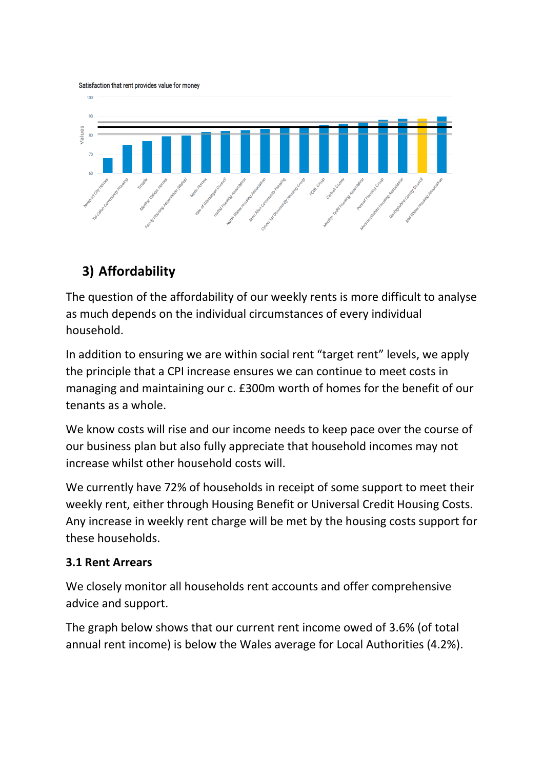Satisfaction that rent provides value for money

## 3) Affordability

The question of the affordability of our weekly rents is more difficult to analyse as much depends on the individual circumstances of every individual household.

In addition to ensuring we are within social rent "target rent" levels, we apply the principle that a CPI increase ensures we can continue to meet costs in managing and maintaining our c. £300m worth of homes for the benefit of our tenants as a whole.

We know costs will rise and our income needs to keep pace over the course of our business plan but also fully appreciate that household incomes may not increase whilst other household costs will.

We currently have 72% of households in receipt of some support to meet their weekly rent, either through Housing Benefit or Universal Credit Housing Costs. Any increase in weekly rent charge will be met by the housing costs support for these households.

### 3.1 Rent Arrears

We closely monitor all households rent accounts and offer comprehensive advice and support.

The graph below shows that our current rent income owed of 3.6% (of total annual rent income) is below the Wales average for Local Authorities (4.2%).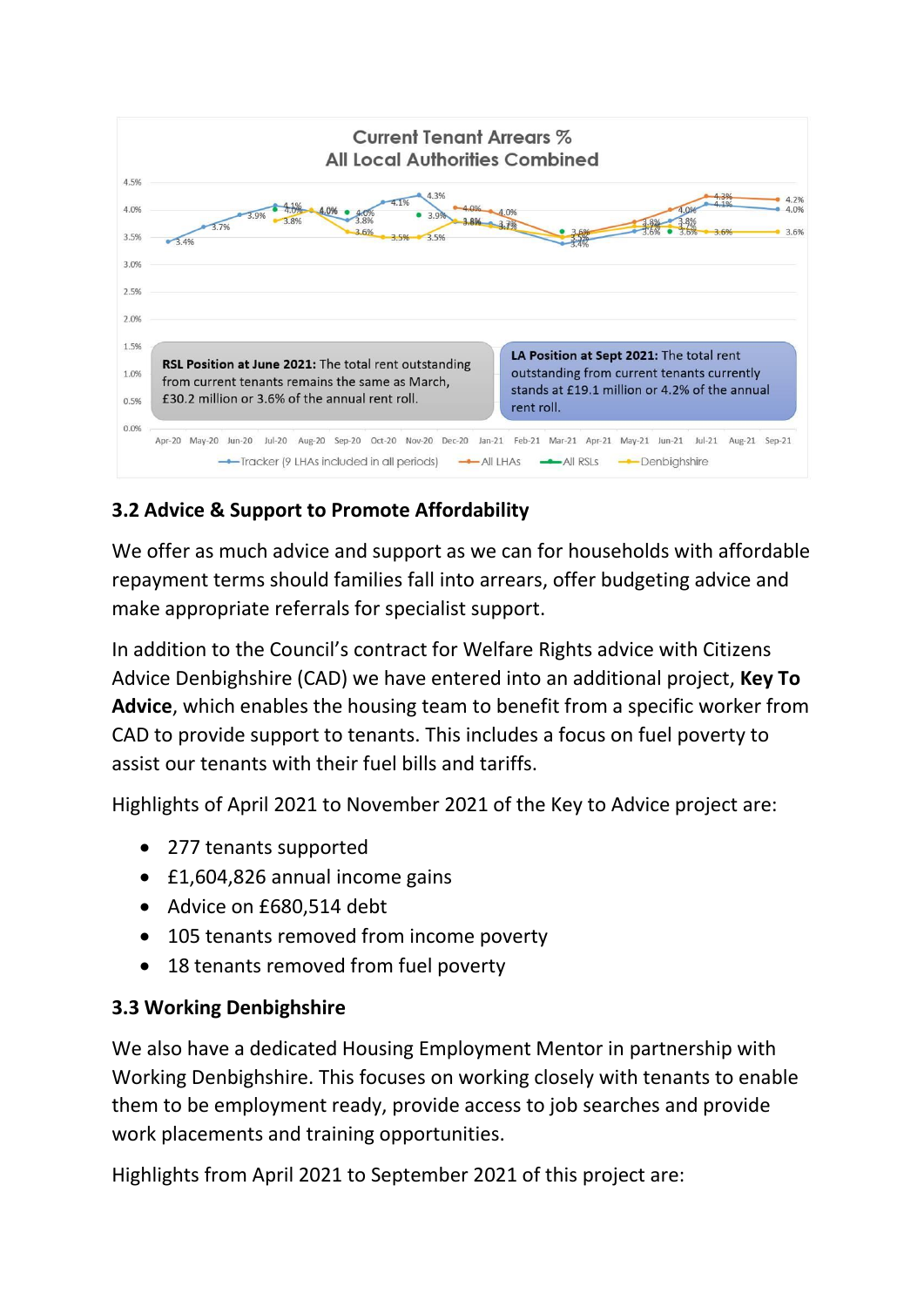**Current Tenant Arrears %**
**All Local Authorities Combined**

**RSL Position at June 2021:** The total rent outstanding from current tenants remains the same as March, £30.2 million or 3.6% of the annual rent roll.

**LA Position at Sept 2021:** The total rent outstanding from current tenants currently stands at £19.1 million or 4.2% of the annual rent roll.

Tracker (9 LHAs included in all periods) — All LHAs — All RSLs — Denbighshire

### 3.2 Advice & Support to Promote Affordability

We offer as much advice and support as we can for households with affordable repayment terms should families fall into arrears, offer budgeting advice and make appropriate referrals for specialist support.

In addition to the Council's contract for Welfare Rights advice with Citizens Advice Denbighshire (CAD) we have entered into an additional project, **Key To Advice**, which enables the housing team to benefit from a specific worker from CAD to provide support to tenants. This includes a focus on fuel poverty to assist our tenants with their fuel bills and tariffs.

Highlights of April 2021 to November 2021 of the Key to Advice project are:

- 277 tenants supported
- £1,604,826 annual income gains
- Advice on £680,514 debt
- 105 tenants removed from income poverty
- 18 tenants removed from fuel poverty

### 3.3 Working Denbighshire

We also have a dedicated Housing Employment Mentor in partnership with Working Denbighshire. This focuses on working closely with tenants to enable them to be employment ready, provide access to job searches and provide work placements and training opportunities.

Highlights from April 2021 to September 2021 of this project are: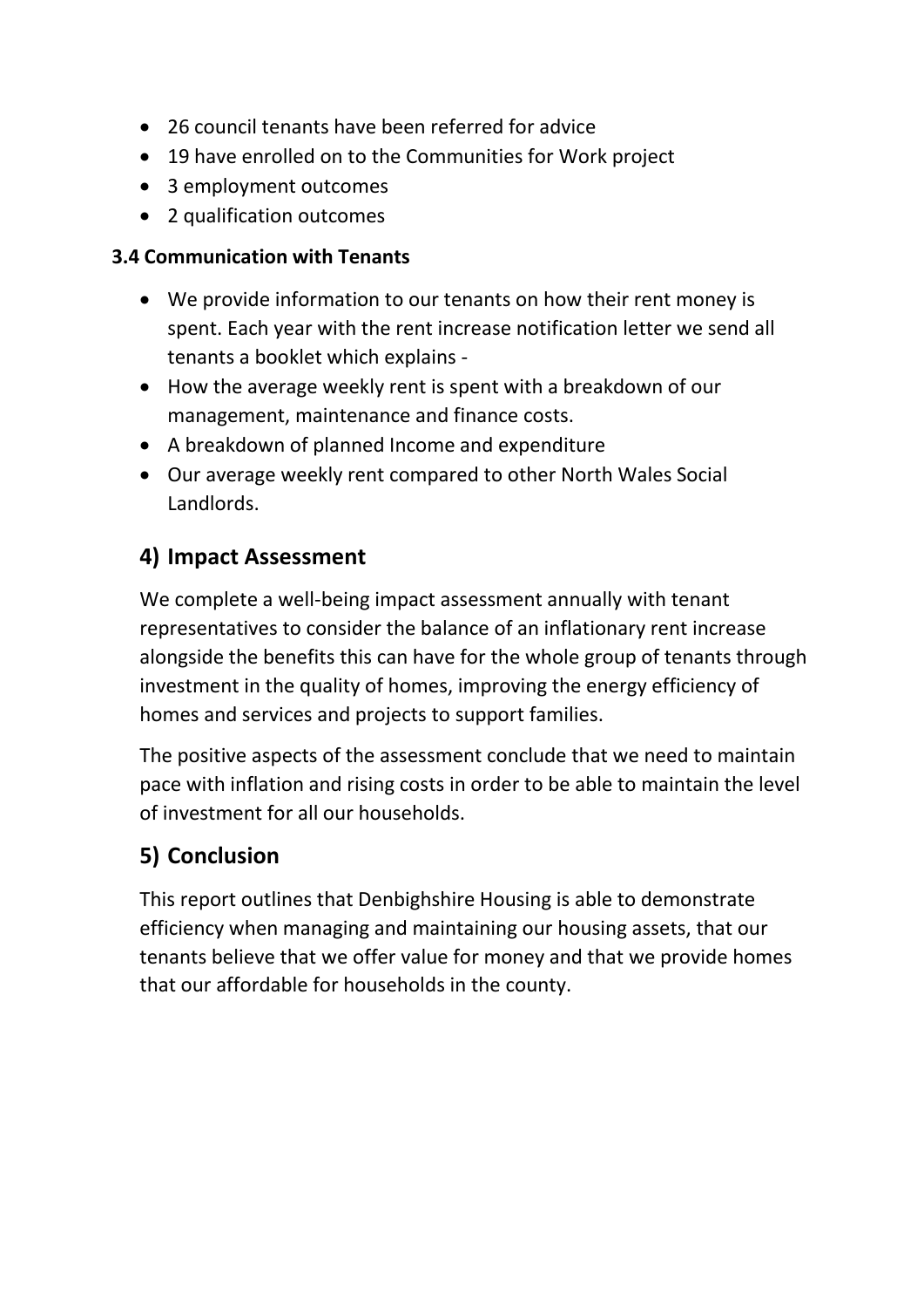- 26 council tenants have been referred for advice
- 19 have enrolled on to the Communities for Work project
- 3 employment outcomes
- 2 qualification outcomes

**3.4 Communication with Tenants**

- We provide information to our tenants on how their rent money is spent. Each year with the rent increase notification letter we send all tenants a booklet which explains -
- How the average weekly rent is spent with a breakdown of our management, maintenance and finance costs.
- A breakdown of planned Income and expenditure
- Our average weekly rent compared to other North Wales Social Landlords.

## 4) Impact Assessment

We complete a well-being impact assessment annually with tenant representatives to consider the balance of an inflationary rent increase alongside the benefits this can have for the whole group of tenants through investment in the quality of homes, improving the energy efficiency of homes and services and projects to support families.

The positive aspects of the assessment conclude that we need to maintain pace with inflation and rising costs in order to be able to maintain the level of investment for all our households.

## 5) Conclusion

This report outlines that Denbighshire Housing is able to demonstrate efficiency when managing and maintaining our housing assets, that our tenants believe that we offer value for money and that we provide homes that our affordable for households in the county.